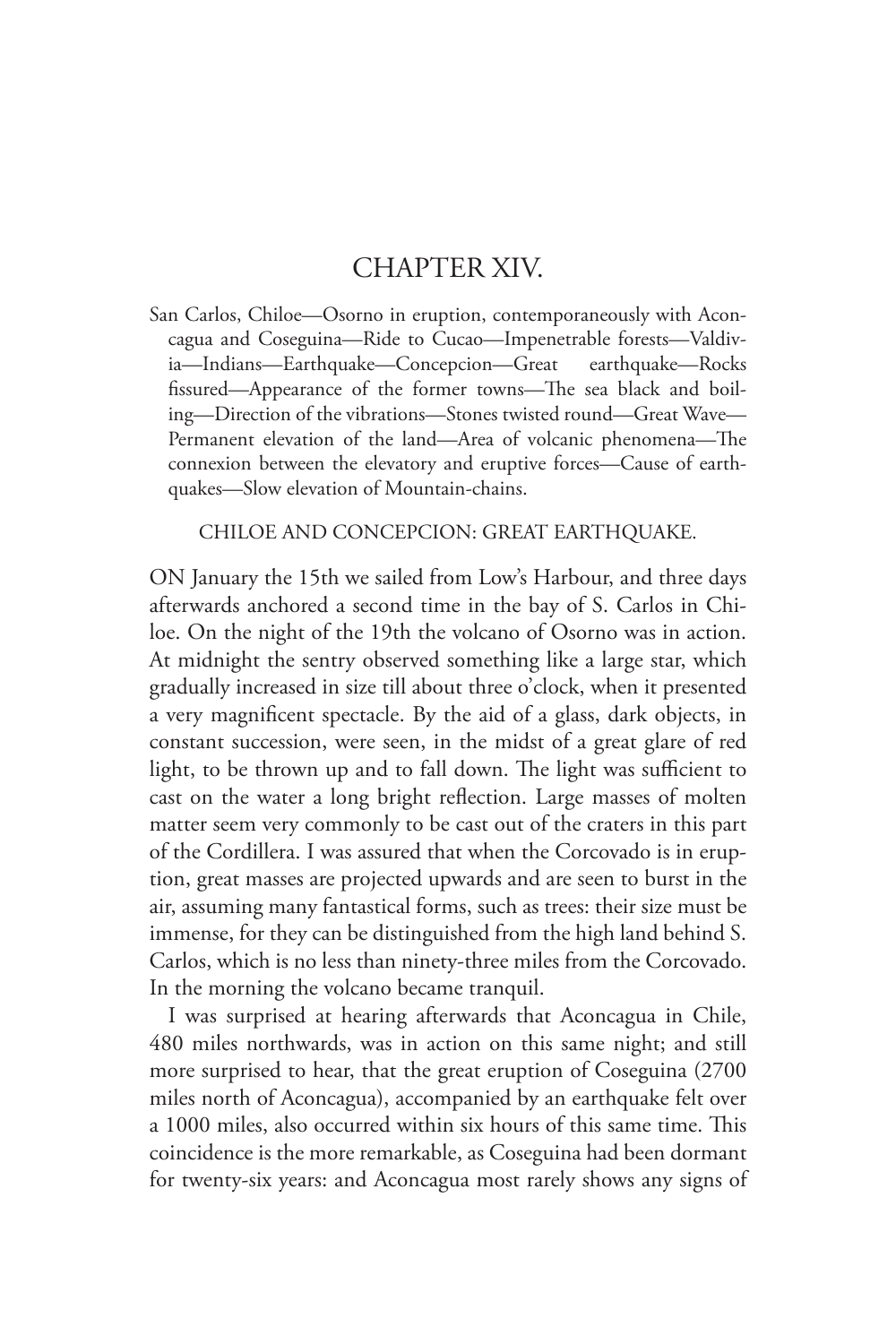# CHAPTER XIV.

San Carlos, Chiloe—Osorno in eruption, contemporaneously with Aconcagua and Coseguina—Ride to Cucao—Impenetrable forests—Valdivia—Indians—Earthquake—Concepcion—Great earthquake—Rocks fissured—Appearance of the former towns—The sea black and boiling—Direction of the vibrations—Stones twisted round—Great Wave—Permanent elevation of the land—Area of volcanic phenomena—The connexion between the elevatory and eruptive forces—Cause of earthquakes—Slow elevation of Mountain-chains.

## CHILOE AND CONCEPCION: GREAT EARTHQUAKE.

ON January the 15th we sailed from Low's Harbour, and three days afterwards anchored a second time in the bay of S. Carlos in Chiloe. On the night of the 19th the volcano of Osorno was in action. At midnight the sentry observed something like a large star, which gradually increased in size till about three o'clock, when it presented a very magnificent spectacle. By the aid of a glass, dark objects, in constant succession, were seen, in the midst of a great glare of red light, to be thrown up and to fall down. The light was sufficient to cast on the water a long bright reflection. Large masses of molten matter seem very commonly to be cast out of the craters in this part of the Cordillera. I was assured that when the Corcovado is in eruption, great masses are projected upwards and are seen to burst in the air, assuming many fantastical forms, such as trees: their size must be immense, for they can be distinguished from the high land behind S. Carlos, which is no less than ninety-three miles from the Corcovado. In the morning the volcano became tranquil.

I was surprised at hearing afterwards that Aconcagua in Chile, 480 miles northwards, was in action on this same night; and still more surprised to hear, that the great eruption of Coseguina (2700 miles north of Aconcagua), accompanied by an earthquake felt over a 1000 miles, also occurred within six hours of this same time. This coincidence is the more remarkable, as Coseguina had been dormant for twenty-six years: and Aconcagua most rarely shows any signs of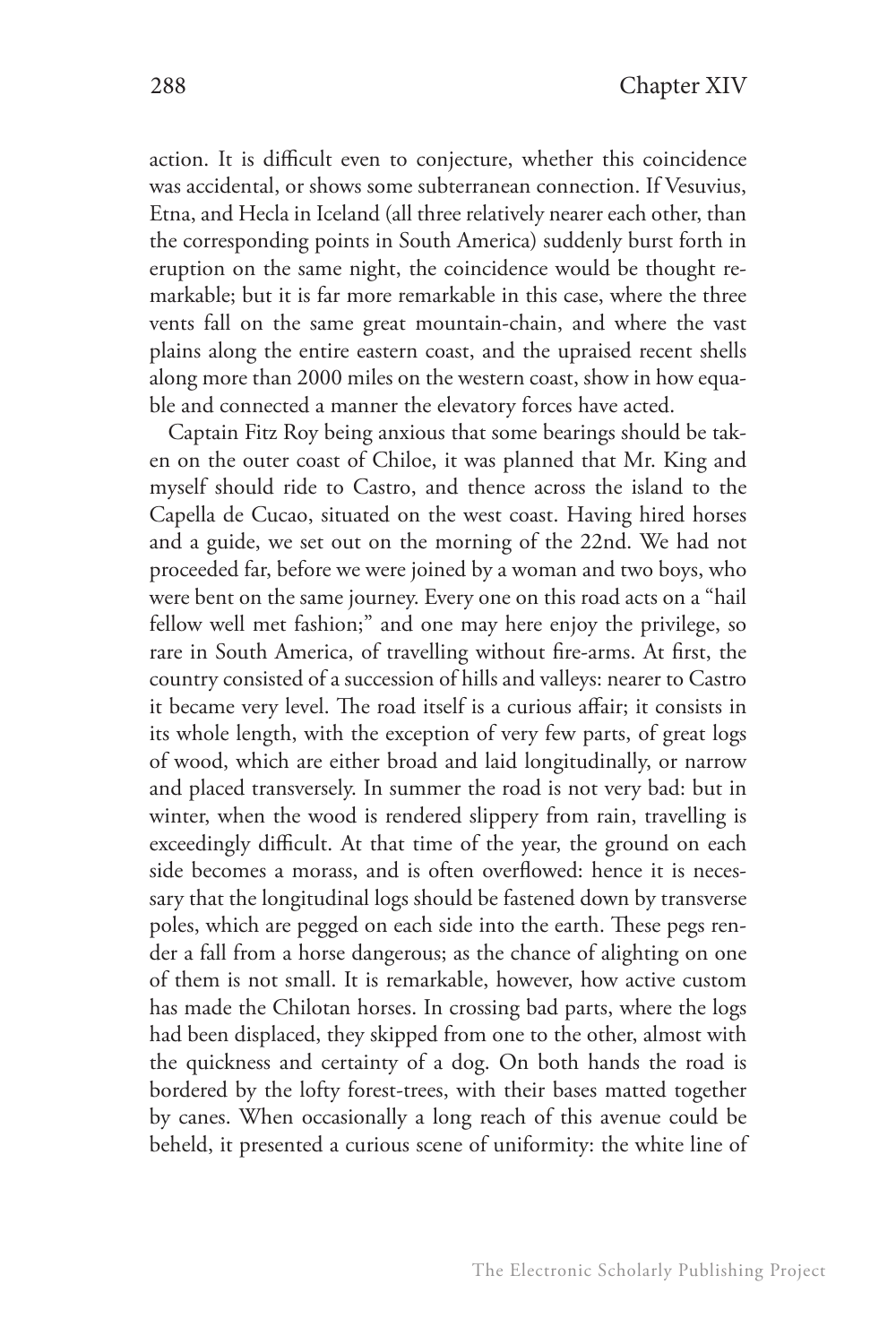action. It is difficult even to conjecture, whether this coincidence was accidental, or shows some subterranean connection. If Vesuvius, Etna, and Hecla in Iceland (all three relatively nearer each other, than the corresponding points in South America) suddenly burst forth in eruption on the same night, the coincidence would be thought remarkable; but it is far more remarkable in this case, where the three vents fall on the same great mountain-chain, and where the vast plains along the entire eastern coast, and the upraised recent shells along more than 2000 miles on the western coast, show in how equable and connected a manner the elevatory forces have acted.

Captain Fitz Roy being anxious that some bearings should be taken on the outer coast of Chiloe, it was planned that Mr. King and myself should ride to Castro, and thence across the island to the Capella de Cucao, situated on the west coast. Having hired horses and a guide, we set out on the morning of the 22nd. We had not proceeded far, before we were joined by a woman and two boys, who were bent on the same journey. Every one on this road acts on a "hail fellow well met fashion;" and one may here enjoy the privilege, so rare in South America, of travelling without fire-arms. At first, the country consisted of a succession of hills and valleys: nearer to Castro it became very level. The road itself is a curious affair; it consists in its whole length, with the exception of very few parts, of great logs of wood, which are either broad and laid longitudinally, or narrow and placed transversely. In summer the road is not very bad: but in winter, when the wood is rendered slippery from rain, travelling is exceedingly difficult. At that time of the year, the ground on each side becomes a morass, and is often overflowed: hence it is necessary that the longitudinal logs should be fastened down by transverse poles, which are pegged on each side into the earth. These pegs render a fall from a horse dangerous; as the chance of alighting on one of them is not small. It is remarkable, however, how active custom has made the Chilotan horses. In crossing bad parts, where the logs had been displaced, they skipped from one to the other, almost with the quickness and certainty of a dog. On both hands the road is bordered by the lofty forest-trees, with their bases matted together by canes. When occasionally a long reach of this avenue could be beheld, it presented a curious scene of uniformity: the white line of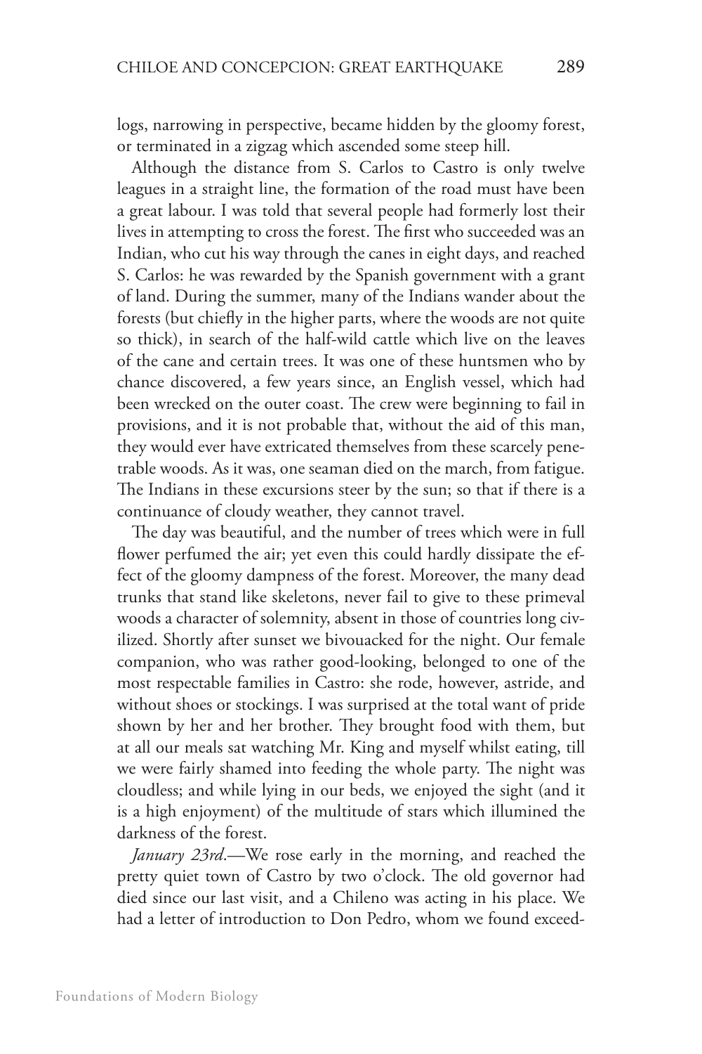logs, narrowing in perspective, became hidden by the gloomy forest, or terminated in a zigzag which ascended some steep hill.

Although the distance from S. Carlos to Castro is only twelve leagues in a straight line, the formation of the road must have been a great labour. I was told that several people had formerly lost their lives in attempting to cross the forest. The first who succeeded was an Indian, who cut his way through the canes in eight days, and reached S. Carlos: he was rewarded by the Spanish government with a grant of land. During the summer, many of the Indians wander about the forests (but chiefly in the higher parts, where the woods are not quite so thick), in search of the half-wild cattle which live on the leaves of the cane and certain trees. It was one of these huntsmen who by chance discovered, a few years since, an English vessel, which had been wrecked on the outer coast. The crew were beginning to fail in provisions, and it is not probable that, without the aid of this man, they would ever have extricated themselves from these scarcely penetrable woods. As it was, one seaman died on the march, from fatigue. The Indians in these excursions steer by the sun; so that if there is a continuance of cloudy weather, they cannot travel.

The day was beautiful, and the number of trees which were in full flower perfumed the air; yet even this could hardly dissipate the effect of the gloomy dampness of the forest. Moreover, the many dead trunks that stand like skeletons, never fail to give to these primeval woods a character of solemnity, absent in those of countries long civilized. Shortly after sunset we bivouacked for the night. Our female companion, who was rather good-looking, belonged to one of the most respectable families in Castro: she rode, however, astride, and without shoes or stockings. I was surprised at the total want of pride shown by her and her brother. They brought food with them, but at all our meals sat watching Mr. King and myself whilst eating, till we were fairly shamed into feeding the whole party. The night was cloudless; and while lying in our beds, we enjoyed the sight (and it is a high enjoyment) of the multitude of stars which illumined the darkness of the forest.

*January 23rd*.—We rose early in the morning, and reached the pretty quiet town of Castro by two o'clock. The old governor had died since our last visit, and a Chileno was acting in his place. We had a letter of introduction to Don Pedro, whom we found exceed-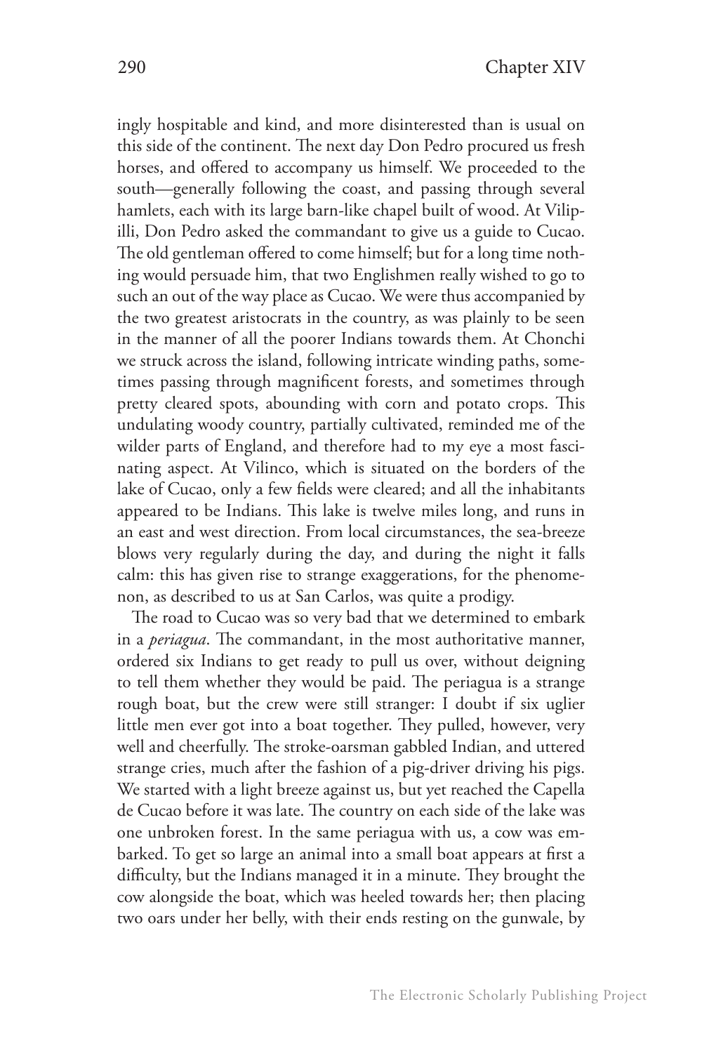ingly hospitable and kind, and more disinterested than is usual on this side of the continent. The next day Don Pedro procured us fresh horses, and offered to accompany us himself. We proceeded to the south—generally following the coast, and passing through several hamlets, each with its large barn-like chapel built of wood. At Vilipilli, Don Pedro asked the commandant to give us a guide to Cucao. The old gentleman offered to come himself; but for a long time nothing would persuade him, that two Englishmen really wished to go to such an out of the way place as Cucao. We were thus accompanied by the two greatest aristocrats in the country, as was plainly to be seen in the manner of all the poorer Indians towards them. At Chonchi we struck across the island, following intricate winding paths, sometimes passing through magnificent forests, and sometimes through pretty cleared spots, abounding with corn and potato crops. This undulating woody country, partially cultivated, reminded me of the wilder parts of England, and therefore had to my eye a most fascinating aspect. At Vilinco, which is situated on the borders of the lake of Cucao, only a few fields were cleared; and all the inhabitants appeared to be Indians. This lake is twelve miles long, and runs in an east and west direction. From local circumstances, the sea-breeze blows very regularly during the day, and during the night it falls calm: this has given rise to strange exaggerations, for the phenomenon, as described to us at San Carlos, was quite a prodigy.

The road to Cucao was so very bad that we determined to embark in a *periagua*. The commandant, in the most authoritative manner, ordered six Indians to get ready to pull us over, without deigning to tell them whether they would be paid. The periagua is a strange rough boat, but the crew were still stranger: I doubt if six uglier little men ever got into a boat together. They pulled, however, very well and cheerfully. The stroke-oarsman gabbled Indian, and uttered strange cries, much after the fashion of a pig-driver driving his pigs. We started with a light breeze against us, but yet reached the Capella de Cucao before it was late. The country on each side of the lake was one unbroken forest. In the same periagua with us, a cow was embarked. To get so large an animal into a small boat appears at first a difficulty, but the Indians managed it in a minute. They brought the cow alongside the boat, which was heeled towards her; then placing two oars under her belly, with their ends resting on the gunwale, by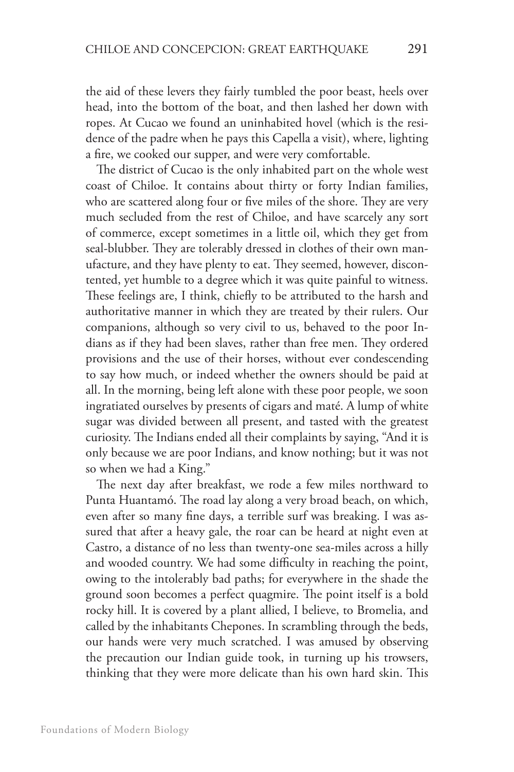the aid of these levers they fairly tumbled the poor beast, heels over head, into the bottom of the boat, and then lashed her down with ropes. At Cucao we found an uninhabited hovel (which is the residence of the padre when he pays this Capella a visit), where, lighting a fire, we cooked our supper, and were very comfortable.

The district of Cucao is the only inhabited part on the whole west coast of Chiloe. It contains about thirty or forty Indian families, who are scattered along four or five miles of the shore. They are very much secluded from the rest of Chiloe, and have scarcely any sort of commerce, except sometimes in a little oil, which they get from seal-blubber. They are tolerably dressed in clothes of their own manufacture, and they have plenty to eat. They seemed, however, discontented, yet humble to a degree which it was quite painful to witness. These feelings are, I think, chiefly to be attributed to the harsh and authoritative manner in which they are treated by their rulers. Our companions, although so very civil to us, behaved to the poor Indians as if they had been slaves, rather than free men. They ordered provisions and the use of their horses, without ever condescending to say how much, or indeed whether the owners should be paid at all. In the morning, being left alone with these poor people, we soon ingratiated ourselves by presents of cigars and maté. A lump of white sugar was divided between all present, and tasted with the greatest curiosity. The Indians ended all their complaints by saying, "And it is only because we are poor Indians, and know nothing; but it was not so when we had a King."

The next day after breakfast, we rode a few miles northward to Punta Huantamó. The road lay along a very broad beach, on which, even after so many fine days, a terrible surf was breaking. I was assured that after a heavy gale, the roar can be heard at night even at Castro, a distance of no less than twenty-one sea-miles across a hilly and wooded country. We had some difficulty in reaching the point, owing to the intolerably bad paths; for everywhere in the shade the ground soon becomes a perfect quagmire. The point itself is a bold rocky hill. It is covered by a plant allied, I believe, to Bromelia, and called by the inhabitants Chepones. In scrambling through the beds, our hands were very much scratched. I was amused by observing the precaution our Indian guide took, in turning up his trowsers, thinking that they were more delicate than his own hard skin. This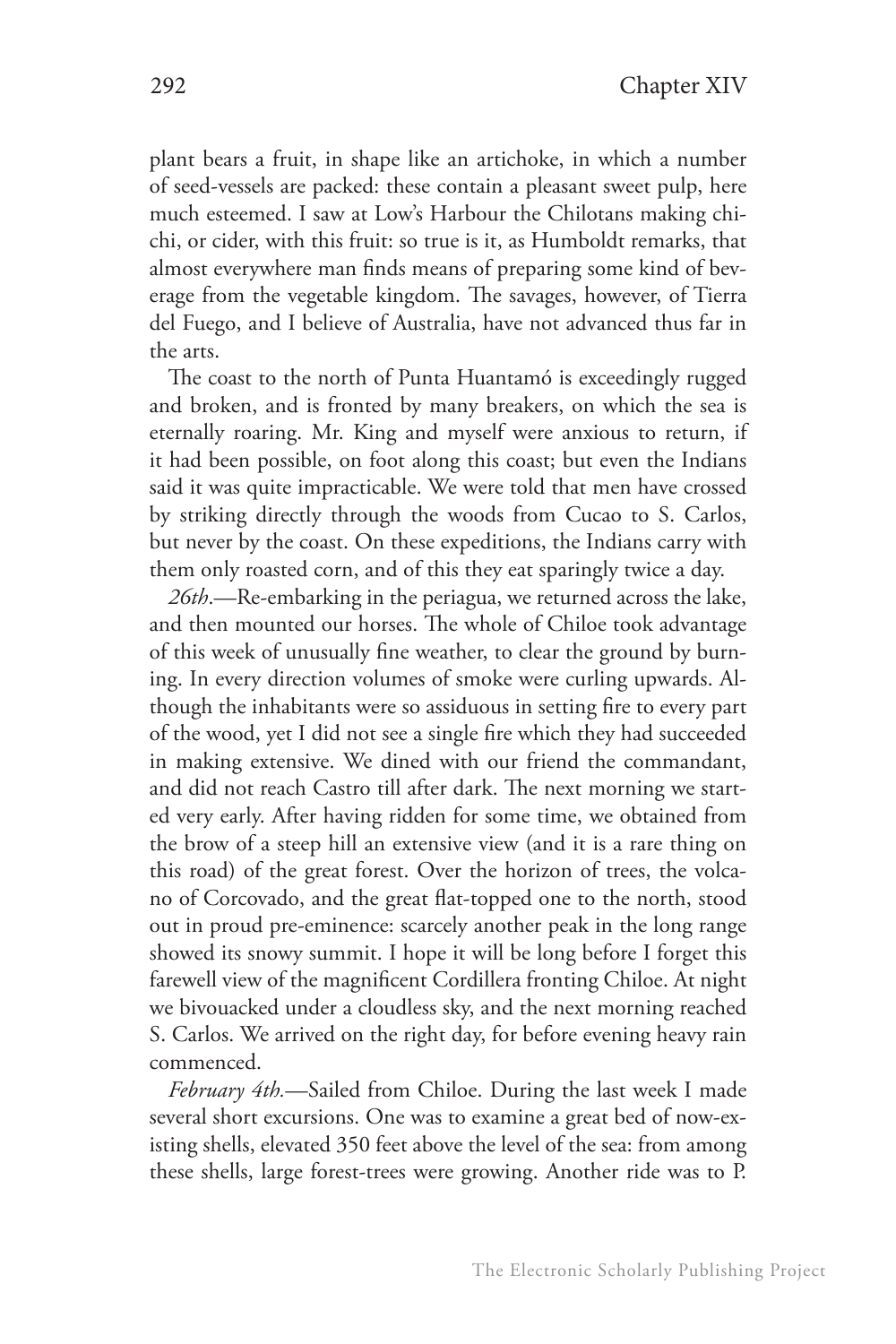plant bears a fruit, in shape like an artichoke, in which a number of seed-vessels are packed: these contain a pleasant sweet pulp, here much esteemed. I saw at Low's Harbour the Chilotans making chichi, or cider, with this fruit: so true is it, as Humboldt remarks, that almost everywhere man finds means of preparing some kind of beverage from the vegetable kingdom. The savages, however, of Tierra del Fuego, and I believe of Australia, have not advanced thus far in the arts.

The coast to the north of Punta Huantamó is exceedingly rugged and broken, and is fronted by many breakers, on which the sea is eternally roaring. Mr. King and myself were anxious to return, if it had been possible, on foot along this coast; but even the Indians said it was quite impracticable. We were told that men have crossed by striking directly through the woods from Cucao to S. Carlos, but never by the coast. On these expeditions, the Indians carry with them only roasted corn, and of this they eat sparingly twice a day.

*26th*.—Re-embarking in the periagua, we returned across the lake, and then mounted our horses. The whole of Chiloe took advantage of this week of unusually fine weather, to clear the ground by burning. In every direction volumes of smoke were curling upwards. Although the inhabitants were so assiduous in setting fire to every part of the wood, yet I did not see a single fire which they had succeeded in making extensive. We dined with our friend the commandant, and did not reach Castro till after dark. The next morning we started very early. After having ridden for some time, we obtained from the brow of a steep hill an extensive view (and it is a rare thing on this road) of the great forest. Over the horizon of trees, the volcano of Corcovado, and the great flat-topped one to the north, stood out in proud pre-eminence: scarcely another peak in the long range showed its snowy summit. I hope it will be long before I forget this farewell view of the magnificent Cordillera fronting Chiloe. At night we bivouacked under a cloudless sky, and the next morning reached S. Carlos. We arrived on the right day, for before evening heavy rain commenced.

*February 4th.*—Sailed from Chiloe. During the last week I made several short excursions. One was to examine a great bed of now-existing shells, elevated 350 feet above the level of the sea: from among these shells, large forest-trees were growing. Another ride was to P.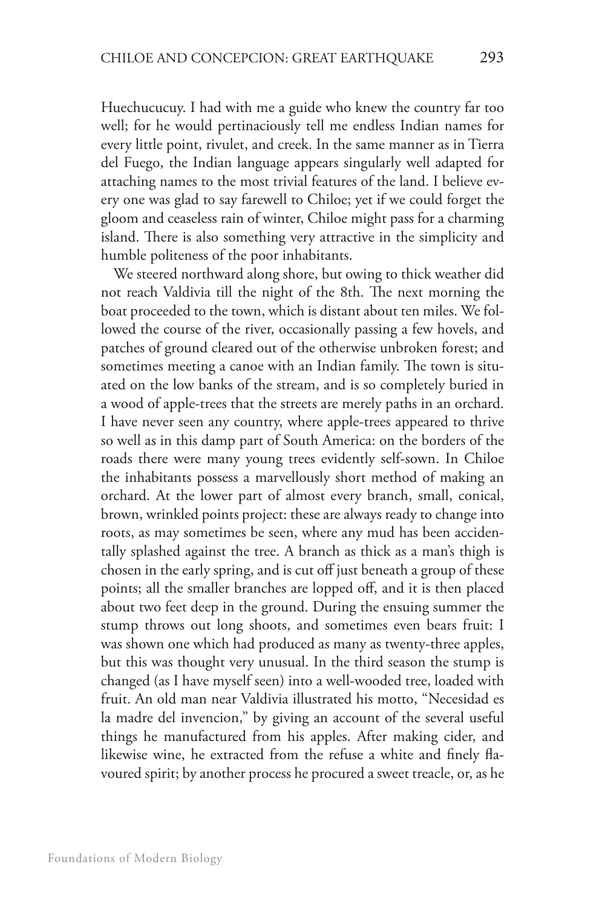Huechucucuy. I had with me a guide who knew the country far too well; for he would pertinaciously tell me endless Indian names for every little point, rivulet, and creek. In the same manner as in Tierra del Fuego, the Indian language appears singularly well adapted for attaching names to the most trivial features of the land. I believe every one was glad to say farewell to Chiloe; yet if we could forget the gloom and ceaseless rain of winter, Chiloe might pass for a charming island. There is also something very attractive in the simplicity and humble politeness of the poor inhabitants.

We steered northward along shore, but owing to thick weather did not reach Valdivia till the night of the 8th. The next morning the boat proceeded to the town, which is distant about ten miles. We followed the course of the river, occasionally passing a few hovels, and patches of ground cleared out of the otherwise unbroken forest; and sometimes meeting a canoe with an Indian family. The town is situated on the low banks of the stream, and is so completely buried in a wood of apple-trees that the streets are merely paths in an orchard. I have never seen any country, where apple-trees appeared to thrive so well as in this damp part of South America: on the borders of the roads there were many young trees evidently self-sown. In Chiloe the inhabitants possess a marvellously short method of making an orchard. At the lower part of almost every branch, small, conical, brown, wrinkled points project: these are always ready to change into roots, as may sometimes be seen, where any mud has been accidentally splashed against the tree. A branch as thick as a man's thigh is chosen in the early spring, and is cut off just beneath a group of these points; all the smaller branches are lopped off, and it is then placed about two feet deep in the ground. During the ensuing summer the stump throws out long shoots, and sometimes even bears fruit: I was shown one which had produced as many as twenty-three apples, but this was thought very unusual. In the third season the stump is changed (as I have myself seen) into a well-wooded tree, loaded with fruit. An old man near Valdivia illustrated his motto, "Necesidad es la madre del invencion," by giving an account of the several useful things he manufactured from his apples. After making cider, and likewise wine, he extracted from the refuse a white and finely flavoured spirit; by another process he procured a sweet treacle, or, as he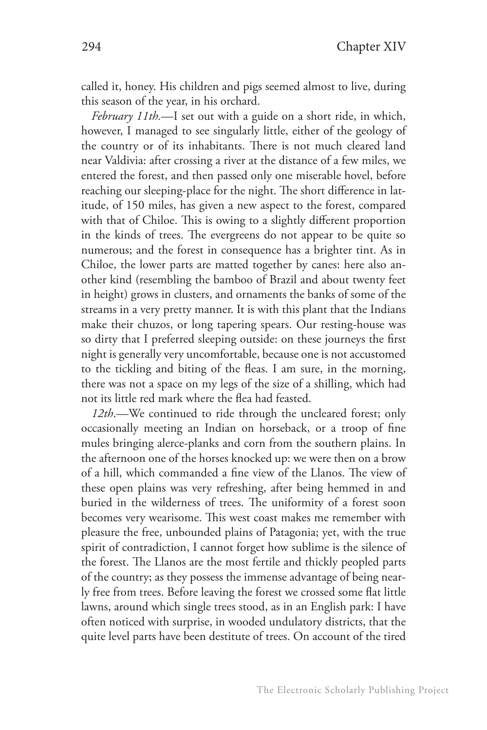called it, honey. His children and pigs seemed almost to live, during this season of the year, in his orchard.

*February 11th.*—I set out with a guide on a short ride, in which, however, I managed to see singularly little, either of the geology of the country or of its inhabitants. There is not much cleared land near Valdivia: after crossing a river at the distance of a few miles, we entered the forest, and then passed only one miserable hovel, before reaching our sleeping-place for the night. The short difference in latitude, of 150 miles, has given a new aspect to the forest, compared with that of Chiloe. This is owing to a slightly different proportion in the kinds of trees. The evergreens do not appear to be quite so numerous; and the forest in consequence has a brighter tint. As in Chiloe, the lower parts are matted together by canes: here also another kind (resembling the bamboo of Brazil and about twenty feet in height) grows in clusters, and ornaments the banks of some of the streams in a very pretty manner. It is with this plant that the Indians make their chuzos, or long tapering spears. Our resting-house was so dirty that I preferred sleeping outside: on these journeys the first night is generally very uncomfortable, because one is not accustomed to the tickling and biting of the fleas. I am sure, in the morning, there was not a space on my legs of the size of a shilling, which had not its little red mark where the flea had feasted.

*12th.*—We continued to ride through the uncleared forest; only occasionally meeting an Indian on horseback, or a troop of fine mules bringing alerce-planks and corn from the southern plains. In the afternoon one of the horses knocked up: we were then on a brow of a hill, which commanded a fine view of the Llanos. The view of these open plains was very refreshing, after being hemmed in and buried in the wilderness of trees. The uniformity of a forest soon becomes very wearisome. This west coast makes me remember with pleasure the free, unbounded plains of Patagonia; yet, with the true spirit of contradiction, I cannot forget how sublime is the silence of the forest. The Llanos are the most fertile and thickly peopled parts of the country; as they possess the immense advantage of being nearly free from trees. Before leaving the forest we crossed some flat little lawns, around which single trees stood, as in an English park: I have often noticed with surprise, in wooded undulatory districts, that the quite level parts have been destitute of trees. On account of the tired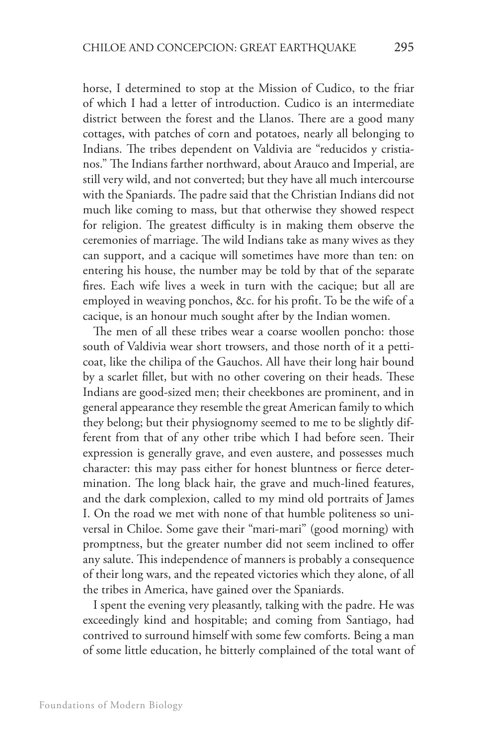horse, I determined to stop at the Mission of Cudico, to the friar of which I had a letter of introduction. Cudico is an intermediate district between the forest and the Llanos. There are a good many cottages, with patches of corn and potatoes, nearly all belonging to Indians. The tribes dependent on Valdivia are "reducidos y cristianos." The Indians farther northward, about Arauco and Imperial, are still very wild, and not converted; but they have all much intercourse with the Spaniards. The padre said that the Christian Indians did not much like coming to mass, but that otherwise they showed respect for religion. The greatest difficulty is in making them observe the ceremonies of marriage. The wild Indians take as many wives as they can support, and a cacique will sometimes have more than ten: on entering his house, the number may be told by that of the separate fires. Each wife lives a week in turn with the cacique; but all are employed in weaving ponchos, &c. for his profit. To be the wife of a cacique, is an honour much sought after by the Indian women.

The men of all these tribes wear a coarse woollen poncho: those south of Valdivia wear short trowsers, and those north of it a petticoat, like the chilipa of the Gauchos. All have their long hair bound by a scarlet fillet, but with no other covering on their heads. These Indians are good-sized men; their cheekbones are prominent, and in general appearance they resemble the great American family to which they belong; but their physiognomy seemed to me to be slightly different from that of any other tribe which I had before seen. Their expression is generally grave, and even austere, and possesses much character: this may pass either for honest bluntness or fierce determination. The long black hair, the grave and much-lined features, and the dark complexion, called to my mind old portraits of James I. On the road we met with none of that humble politeness so universal in Chiloe. Some gave their "mari-mari" (good morning) with promptness, but the greater number did not seem inclined to offer any salute. This independence of manners is probably a consequence of their long wars, and the repeated victories which they alone, of all the tribes in America, have gained over the Spaniards.

I spent the evening very pleasantly, talking with the padre. He was exceedingly kind and hospitable; and coming from Santiago, had contrived to surround himself with some few comforts. Being a man of some little education, he bitterly complained of the total want of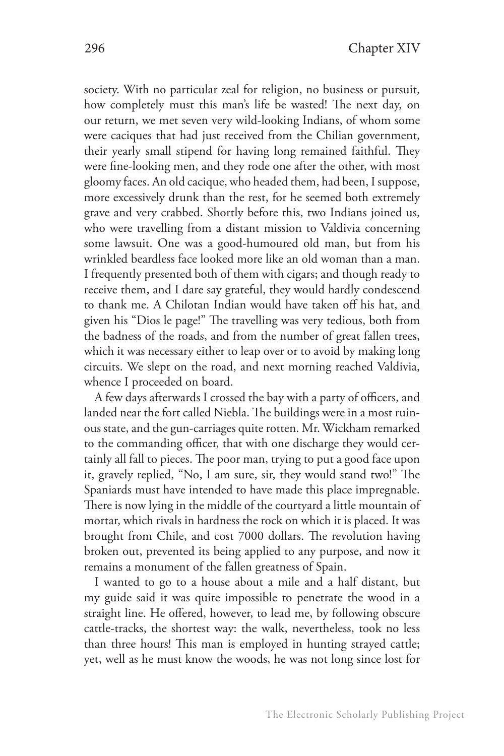society. With no particular zeal for religion, no business or pursuit, how completely must this man's life be wasted! The next day, on our return, we met seven very wild-looking Indians, of whom some were caciques that had just received from the Chilian government, their yearly small stipend for having long remained faithful. They were fine-looking men, and they rode one after the other, with most gloomy faces. An old cacique, who headed them, had been, I suppose, more excessively drunk than the rest, for he seemed both extremely grave and very crabbed. Shortly before this, two Indians joined us, who were travelling from a distant mission to Valdivia concerning some lawsuit. One was a good-humoured old man, but from his wrinkled beardless face looked more like an old woman than a man. I frequently presented both of them with cigars; and though ready to receive them, and I dare say grateful, they would hardly condescend to thank me. A Chilotan Indian would have taken off his hat, and given his "Dios le page!" The travelling was very tedious, both from the badness of the roads, and from the number of great fallen trees, which it was necessary either to leap over or to avoid by making long circuits. We slept on the road, and next morning reached Valdivia, whence I proceeded on board.

A few days afterwards I crossed the bay with a party of officers, and landed near the fort called Niebla. The buildings were in a most ruinous state, and the gun-carriages quite rotten. Mr. Wickham remarked to the commanding officer, that with one discharge they would certainly all fall to pieces. The poor man, trying to put a good face upon it, gravely replied, "No, I am sure, sir, they would stand two!" The Spaniards must have intended to have made this place impregnable. There is now lying in the middle of the courtyard a little mountain of mortar, which rivals in hardness the rock on which it is placed. It was brought from Chile, and cost 7000 dollars. The revolution having broken out, prevented its being applied to any purpose, and now it remains a monument of the fallen greatness of Spain.

I wanted to go to a house about a mile and a half distant, but my guide said it was quite impossible to penetrate the wood in a straight line. He offered, however, to lead me, by following obscure cattle-tracks, the shortest way: the walk, nevertheless, took no less than three hours! This man is employed in hunting strayed cattle; yet, well as he must know the woods, he was not long since lost for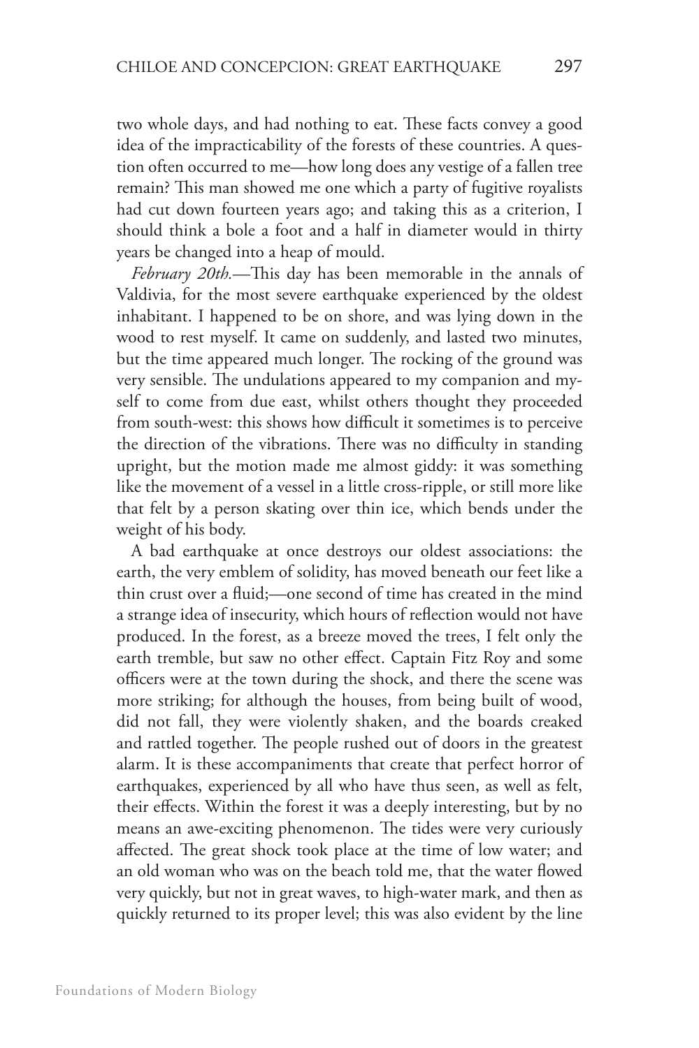two whole days, and had nothing to eat. These facts convey a good idea of the impracticability of the forests of these countries. A question often occurred to me—how long does any vestige of a fallen tree remain? This man showed me one which a party of fugitive royalists had cut down fourteen years ago; and taking this as a criterion, I should think a bole a foot and a half in diameter would in thirty years be changed into a heap of mould.

*February 20th.*—This day has been memorable in the annals of Valdivia, for the most severe earthquake experienced by the oldest inhabitant. I happened to be on shore, and was lying down in the wood to rest myself. It came on suddenly, and lasted two minutes, but the time appeared much longer. The rocking of the ground was very sensible. The undulations appeared to my companion and myself to come from due east, whilst others thought they proceeded from south-west: this shows how difficult it sometimes is to perceive the direction of the vibrations. There was no difficulty in standing upright, but the motion made me almost giddy: it was something like the movement of a vessel in a little cross-ripple, or still more like that felt by a person skating over thin ice, which bends under the weight of his body.

A bad earthquake at once destroys our oldest associations: the earth, the very emblem of solidity, has moved beneath our feet like a thin crust over a fluid;—one second of time has created in the mind a strange idea of insecurity, which hours of reflection would not have produced. In the forest, as a breeze moved the trees, I felt only the earth tremble, but saw no other effect. Captain Fitz Roy and some officers were at the town during the shock, and there the scene was more striking; for although the houses, from being built of wood, did not fall, they were violently shaken, and the boards creaked and rattled together. The people rushed out of doors in the greatest alarm. It is these accompaniments that create that perfect horror of earthquakes, experienced by all who have thus seen, as well as felt, their effects. Within the forest it was a deeply interesting, but by no means an awe-exciting phenomenon. The tides were very curiously affected. The great shock took place at the time of low water; and an old woman who was on the beach told me, that the water flowed very quickly, but not in great waves, to high-water mark, and then as quickly returned to its proper level; this was also evident by the line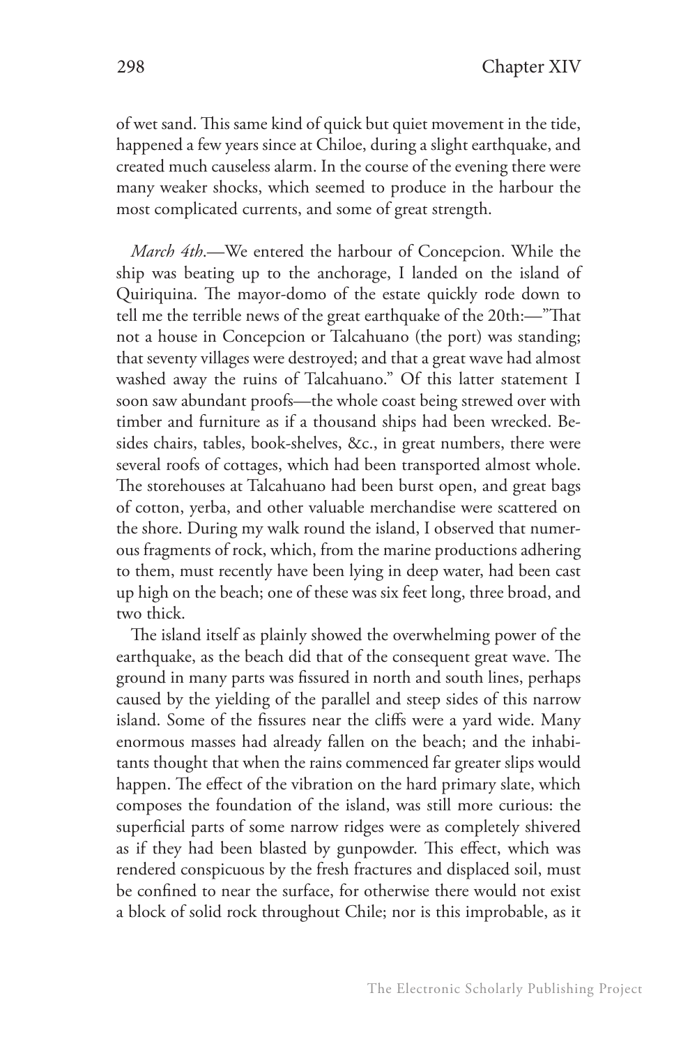of wet sand. This same kind of quick but quiet movement in the tide, happened a few years since at Chiloe, during a slight earthquake, and created much causeless alarm. In the course of the evening there were many weaker shocks, which seemed to produce in the harbour the most complicated currents, and some of great strength.

*March 4th*.—We entered the harbour of Concepcion. While the ship was beating up to the anchorage, I landed on the island of Quiriquina. The mayor-domo of the estate quickly rode down to tell me the terrible news of the great earthquake of the 20th:—"That not a house in Concepcion or Talcahuano (the port) was standing; that seventy villages were destroyed; and that a great wave had almost washed away the ruins of Talcahuano." Of this latter statement I soon saw abundant proofs—the whole coast being strewed over with timber and furniture as if a thousand ships had been wrecked. Besides chairs, tables, book-shelves, &c., in great numbers, there were several roofs of cottages, which had been transported almost whole. The storehouses at Talcahuano had been burst open, and great bags of cotton, yerba, and other valuable merchandise were scattered on the shore. During my walk round the island, I observed that numerous fragments of rock, which, from the marine productions adhering to them, must recently have been lying in deep water, had been cast up high on the beach; one of these was six feet long, three broad, and two thick.

The island itself as plainly showed the overwhelming power of the earthquake, as the beach did that of the consequent great wave. The ground in many parts was fissured in north and south lines, perhaps caused by the yielding of the parallel and steep sides of this narrow island. Some of the fissures near the cliffs were a yard wide. Many enormous masses had already fallen on the beach; and the inhabitants thought that when the rains commenced far greater slips would happen. The effect of the vibration on the hard primary slate, which composes the foundation of the island, was still more curious: the superficial parts of some narrow ridges were as completely shivered as if they had been blasted by gunpowder. This effect, which was rendered conspicuous by the fresh fractures and displaced soil, must be confined to near the surface, for otherwise there would not exist a block of solid rock throughout Chile; nor is this improbable, as it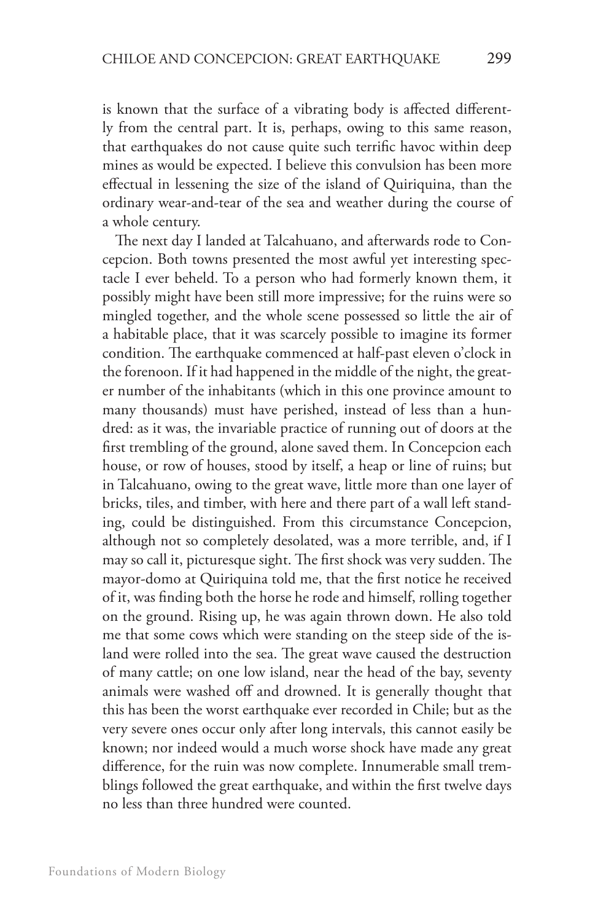is known that the surface of a vibrating body is affected differently from the central part. It is, perhaps, owing to this same reason, that earthquakes do not cause quite such terrific havoc within deep mines as would be expected. I believe this convulsion has been more effectual in lessening the size of the island of Quiriquina, than the ordinary wear-and-tear of the sea and weather during the course of a whole century.

The next day I landed at Talcahuano, and afterwards rode to Concepcion. Both towns presented the most awful yet interesting spectacle I ever beheld. To a person who had formerly known them, it possibly might have been still more impressive; for the ruins were so mingled together, and the whole scene possessed so little the air of a habitable place, that it was scarcely possible to imagine its former condition. The earthquake commenced at half-past eleven o'clock in the forenoon. If it had happened in the middle of the night, the greater number of the inhabitants (which in this one province amount to many thousands) must have perished, instead of less than a hundred: as it was, the invariable practice of running out of doors at the first trembling of the ground, alone saved them. In Concepcion each house, or row of houses, stood by itself, a heap or line of ruins; but in Talcahuano, owing to the great wave, little more than one layer of bricks, tiles, and timber, with here and there part of a wall left standing, could be distinguished. From this circumstance Concepcion, although not so completely desolated, was a more terrible, and, if I may so call it, picturesque sight. The first shock was very sudden. The mayor-domo at Quiriquina told me, that the first notice he received of it, was finding both the horse he rode and himself, rolling together on the ground. Rising up, he was again thrown down. He also told me that some cows which were standing on the steep side of the island were rolled into the sea. The great wave caused the destruction of many cattle; on one low island, near the head of the bay, seventy animals were washed off and drowned. It is generally thought that this has been the worst earthquake ever recorded in Chile; but as the very severe ones occur only after long intervals, this cannot easily be known; nor indeed would a much worse shock have made any great difference, for the ruin was now complete. Innumerable small tremblings followed the great earthquake, and within the first twelve days no less than three hundred were counted.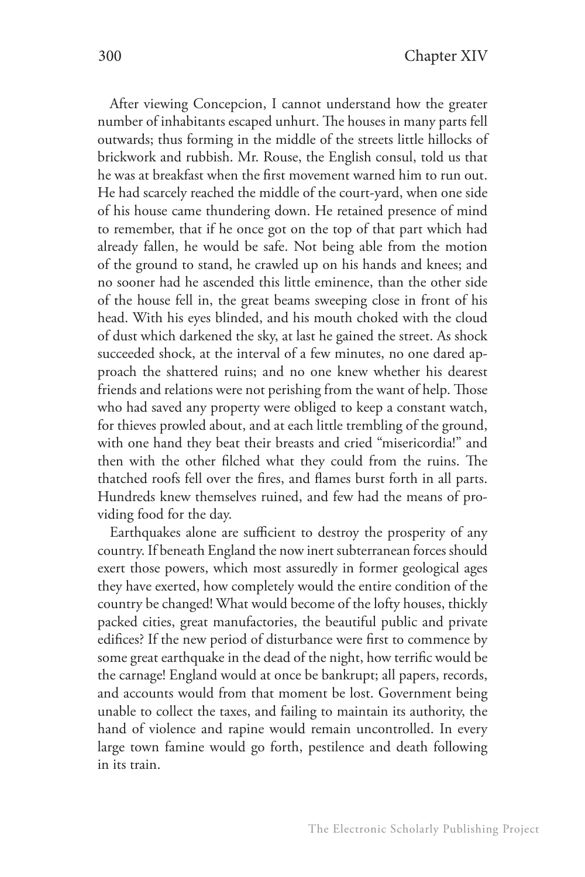After viewing Concepcion, I cannot understand how the greater number of inhabitants escaped unhurt. The houses in many parts fell outwards; thus forming in the middle of the streets little hillocks of brickwork and rubbish. Mr. Rouse, the English consul, told us that he was at breakfast when the first movement warned him to run out. He had scarcely reached the middle of the court-yard, when one side of his house came thundering down. He retained presence of mind to remember, that if he once got on the top of that part which had already fallen, he would be safe. Not being able from the motion of the ground to stand, he crawled up on his hands and knees; and no sooner had he ascended this little eminence, than the other side of the house fell in, the great beams sweeping close in front of his head. With his eyes blinded, and his mouth choked with the cloud of dust which darkened the sky, at last he gained the street. As shock succeeded shock, at the interval of a few minutes, no one dared approach the shattered ruins; and no one knew whether his dearest friends and relations were not perishing from the want of help. Those who had saved any property were obliged to keep a constant watch, for thieves prowled about, and at each little trembling of the ground, with one hand they beat their breasts and cried "misericordia!" and then with the other filched what they could from the ruins. The thatched roofs fell over the fires, and flames burst forth in all parts. Hundreds knew themselves ruined, and few had the means of providing food for the day.

Earthquakes alone are sufficient to destroy the prosperity of any country. If beneath England the now inert subterranean forces should exert those powers, which most assuredly in former geological ages they have exerted, how completely would the entire condition of the country be changed! What would become of the lofty houses, thickly packed cities, great manufactories, the beautiful public and private edifices? If the new period of disturbance were first to commence by some great earthquake in the dead of the night, how terrific would be the carnage! England would at once be bankrupt; all papers, records, and accounts would from that moment be lost. Government being unable to collect the taxes, and failing to maintain its authority, the hand of violence and rapine would remain uncontrolled. In every large town famine would go forth, pestilence and death following in its train.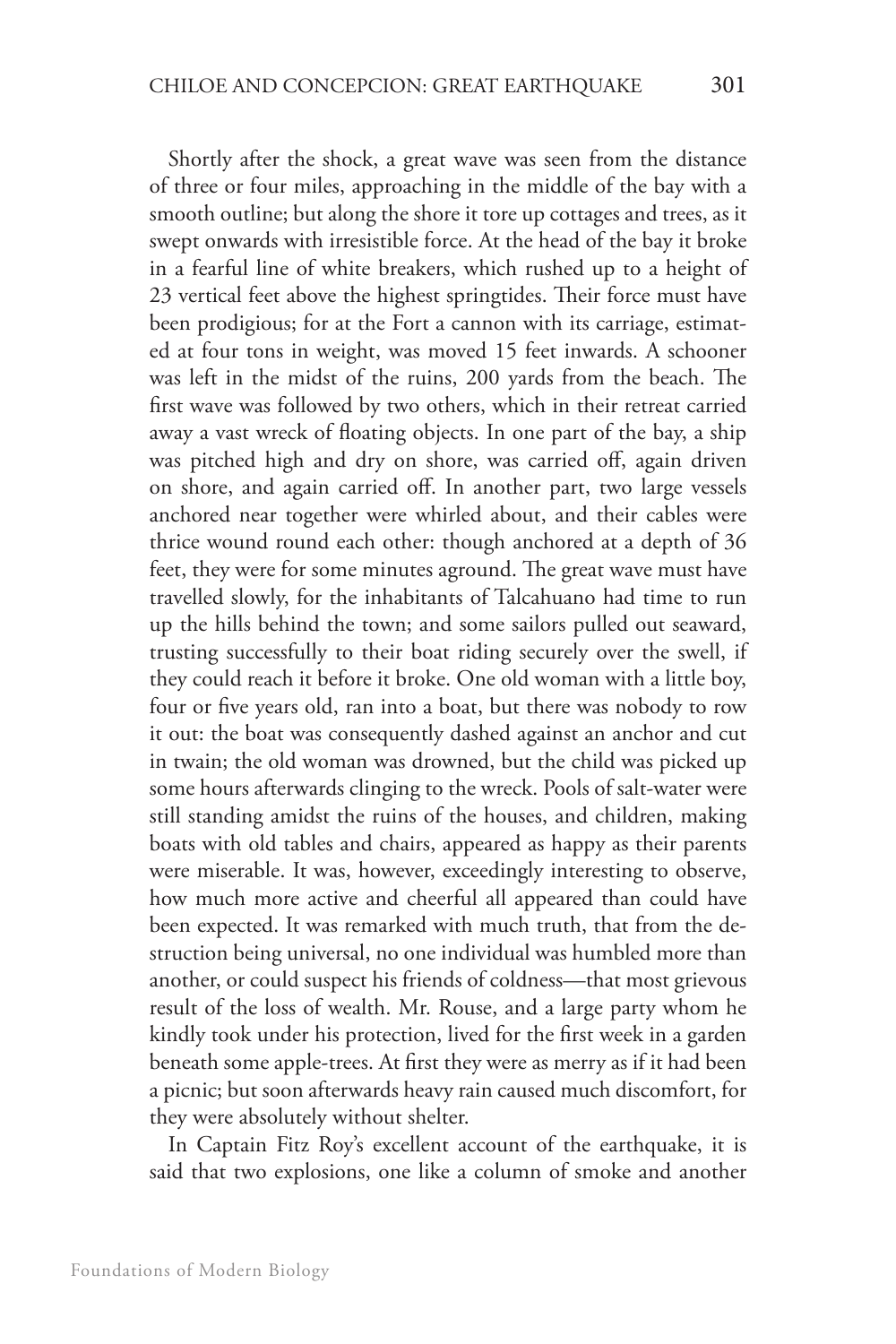Shortly after the shock, a great wave was seen from the distance of three or four miles, approaching in the middle of the bay with a smooth outline; but along the shore it tore up cottages and trees, as it swept onwards with irresistible force. At the head of the bay it broke in a fearful line of white breakers, which rushed up to a height of 23 vertical feet above the highest springtides. Their force must have been prodigious; for at the Fort a cannon with its carriage, estimated at four tons in weight, was moved 15 feet inwards. A schooner was left in the midst of the ruins, 200 yards from the beach. The first wave was followed by two others, which in their retreat carried away a vast wreck of floating objects. In one part of the bay, a ship was pitched high and dry on shore, was carried off, again driven on shore, and again carried off. In another part, two large vessels anchored near together were whirled about, and their cables were thrice wound round each other: though anchored at a depth of 36 feet, they were for some minutes aground. The great wave must have travelled slowly, for the inhabitants of Talcahuano had time to run up the hills behind the town; and some sailors pulled out seaward, trusting successfully to their boat riding securely over the swell, if they could reach it before it broke. One old woman with a little boy, four or five years old, ran into a boat, but there was nobody to row it out: the boat was consequently dashed against an anchor and cut in twain; the old woman was drowned, but the child was picked up some hours afterwards clinging to the wreck. Pools of salt-water were still standing amidst the ruins of the houses, and children, making boats with old tables and chairs, appeared as happy as their parents were miserable. It was, however, exceedingly interesting to observe, how much more active and cheerful all appeared than could have been expected. It was remarked with much truth, that from the destruction being universal, no one individual was humbled more than another, or could suspect his friends of coldness—that most grievous result of the loss of wealth. Mr. Rouse, and a large party whom he kindly took under his protection, lived for the first week in a garden beneath some apple-trees. At first they were as merry as if it had been a picnic; but soon afterwards heavy rain caused much discomfort, for they were absolutely without shelter.

In Captain Fitz Roy's excellent account of the earthquake, it is said that two explosions, one like a column of smoke and another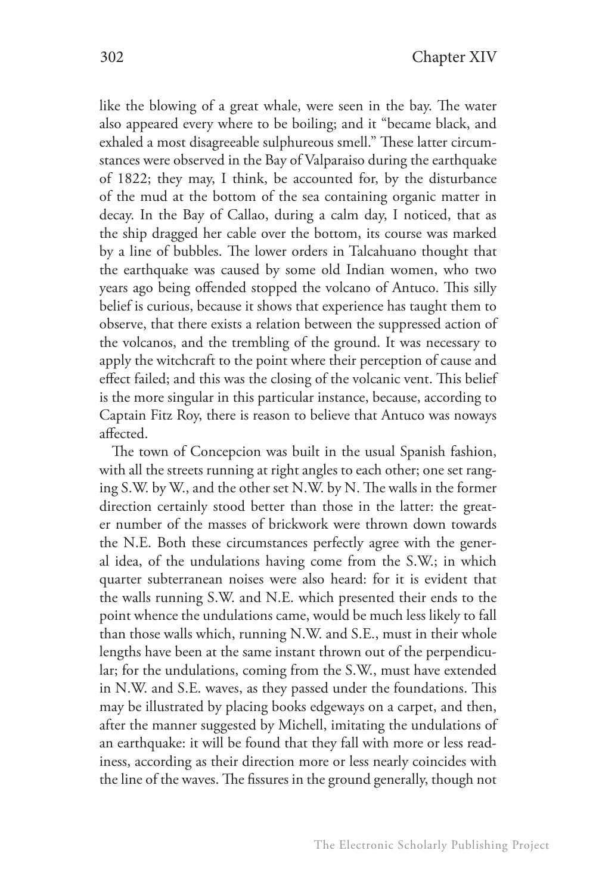like the blowing of a great whale, were seen in the bay. The water also appeared every where to be boiling; and it "became black, and exhaled a most disagreeable sulphureous smell." These latter circumstances were observed in the Bay of Valparaiso during the earthquake of 1822; they may, I think, be accounted for, by the disturbance of the mud at the bottom of the sea containing organic matter in decay. In the Bay of Callao, during a calm day, I noticed, that as the ship dragged her cable over the bottom, its course was marked by a line of bubbles. The lower orders in Talcahuano thought that the earthquake was caused by some old Indian women, who two years ago being offended stopped the volcano of Antuco. This silly belief is curious, because it shows that experience has taught them to observe, that there exists a relation between the suppressed action of the volcanos, and the trembling of the ground. It was necessary to apply the witchcraft to the point where their perception of cause and effect failed; and this was the closing of the volcanic vent. This belief is the more singular in this particular instance, because, according to Captain Fitz Roy, there is reason to believe that Antuco was noways affected.

The town of Concepcion was built in the usual Spanish fashion, with all the streets running at right angles to each other; one set ranging S.W. by W., and the other set N.W. by N. The walls in the former direction certainly stood better than those in the latter: the greater number of the masses of brickwork were thrown down towards the N.E. Both these circumstances perfectly agree with the general idea, of the undulations having come from the S.W.; in which quarter subterranean noises were also heard: for it is evident that the walls running S.W. and N.E. which presented their ends to the point whence the undulations came, would be much less likely to fall than those walls which, running N.W. and S.E., must in their whole lengths have been at the same instant thrown out of the perpendicular; for the undulations, coming from the S.W., must have extended in N.W. and S.E. waves, as they passed under the foundations. This may be illustrated by placing books edgeways on a carpet, and then, after the manner suggested by Michell, imitating the undulations of an earthquake: it will be found that they fall with more or less readiness, according as their direction more or less nearly coincides with the line of the waves. The fissures in the ground generally, though not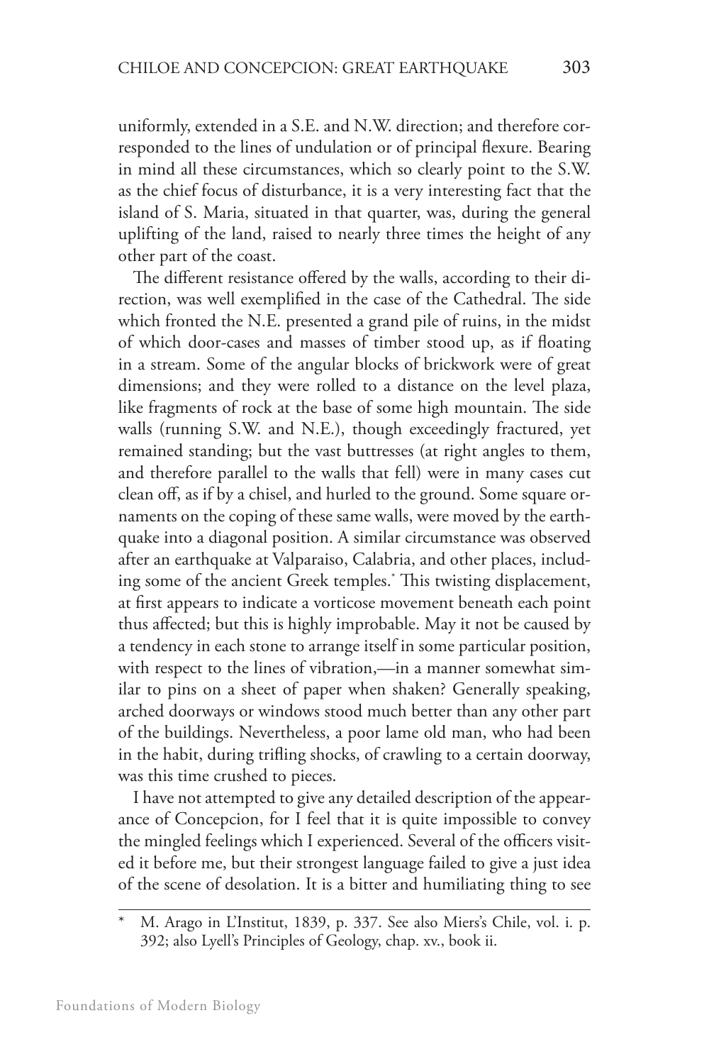uniformly, extended in a S.E. and N.W. direction; and therefore corresponded to the lines of undulation or of principal flexure. Bearing in mind all these circumstances, which so clearly point to the S.W. as the chief focus of disturbance, it is a very interesting fact that the island of S. Maria, situated in that quarter, was, during the general uplifting of the land, raised to nearly three times the height of any other part of the coast.

The different resistance offered by the walls, according to their direction, was well exemplified in the case of the Cathedral. The side which fronted the N.E. presented a grand pile of ruins, in the midst of which door-cases and masses of timber stood up, as if floating in a stream. Some of the angular blocks of brickwork were of great dimensions; and they were rolled to a distance on the level plaza, like fragments of rock at the base of some high mountain. The side walls (running S.W. and N.E.), though exceedingly fractured, yet remained standing; but the vast buttresses (at right angles to them, and therefore parallel to the walls that fell) were in many cases cut clean off, as if by a chisel, and hurled to the ground. Some square ornaments on the coping of these same walls, were moved by the earthquake into a diagonal position. A similar circumstance was observed after an earthquake at Valparaiso, Calabria, and other places, including some of the ancient Greek temples.* This twisting displacement, at first appears to indicate a vorticose movement beneath each point thus affected; but this is highly improbable. May it not be caused by a tendency in each stone to arrange itself in some particular position, with respect to the lines of vibration,—in a manner somewhat similar to pins on a sheet of paper when shaken? Generally speaking, arched doorways or windows stood much better than any other part of the buildings. Nevertheless, a poor lame old man, who had been in the habit, during trifling shocks, of crawling to a certain doorway, was this time crushed to pieces.

I have not attempted to give any detailed description of the appearance of Concepcion, for I feel that it is quite impossible to convey the mingled feelings which I experienced. Several of the officers visited it before me, but their strongest language failed to give a just idea of the scene of desolation. It is a bitter and humiliating thing to see

---

* M. Arago in L'Institut, 1839, p. 337. See also Miers's Chile, vol. i. p. 392; also Lyell's Principles of Geology, chap. xv., book ii.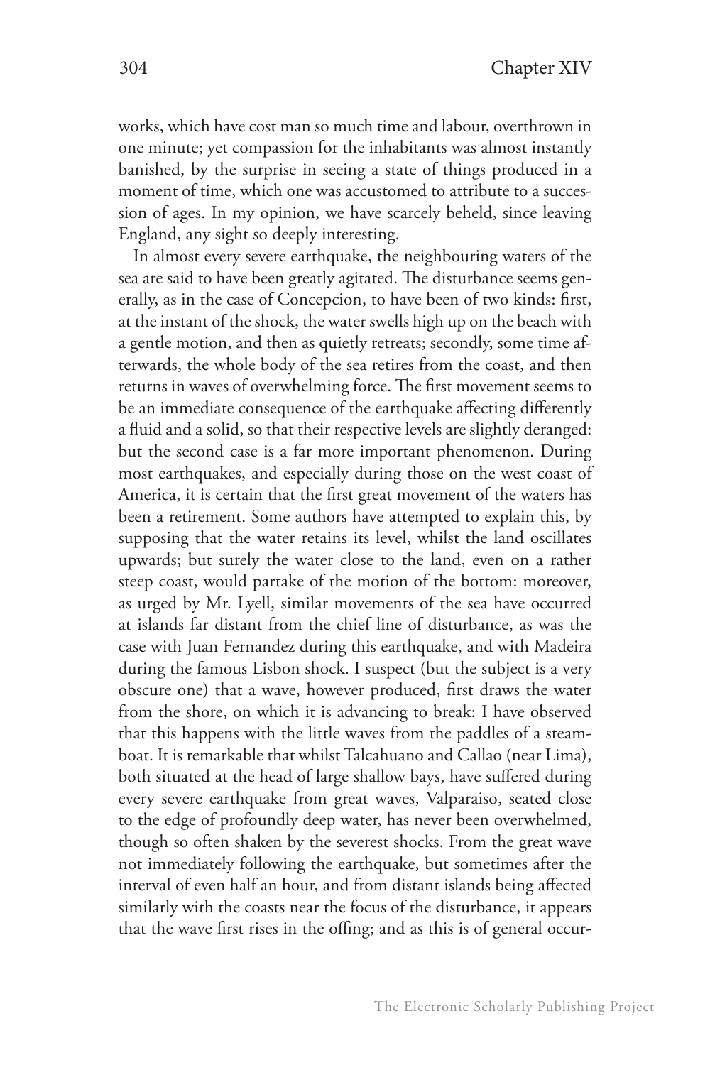works, which have cost man so much time and labour, overthrown in one minute; yet compassion for the inhabitants was almost instantly banished, by the surprise in seeing a state of things produced in a moment of time, which one was accustomed to attribute to a succession of ages. In my opinion, we have scarcely beheld, since leaving England, any sight so deeply interesting.

In almost every severe earthquake, the neighbouring waters of the sea are said to have been greatly agitated. The disturbance seems generally, as in the case of Concepcion, to have been of two kinds: first, at the instant of the shock, the water swells high up on the beach with a gentle motion, and then as quietly retreats; secondly, some time afterwards, the whole body of the sea retires from the coast, and then returns in waves of overwhelming force. The first movement seems to be an immediate consequence of the earthquake affecting differently a fluid and a solid, so that their respective levels are slightly deranged: but the second case is a far more important phenomenon. During most earthquakes, and especially during those on the west coast of America, it is certain that the first great movement of the waters has been a retirement. Some authors have attempted to explain this, by supposing that the water retains its level, whilst the land oscillates upwards; but surely the water close to the land, even on a rather steep coast, would partake of the motion of the bottom: moreover, as urged by Mr. Lyell, similar movements of the sea have occurred at islands far distant from the chief line of disturbance, as was the case with Juan Fernandez during this earthquake, and with Madeira during the famous Lisbon shock. I suspect (but the subject is a very obscure one) that a wave, however produced, first draws the water from the shore, on which it is advancing to break: I have observed that this happens with the little waves from the paddles of a steamboat. It is remarkable that whilst Talcahuano and Callao (near Lima), both situated at the head of large shallow bays, have suffered during every severe earthquake from great waves, Valparaiso, seated close to the edge of profoundly deep water, has never been overwhelmed, though so often shaken by the severest shocks. From the great wave not immediately following the earthquake, but sometimes after the interval of even half an hour, and from distant islands being affected similarly with the coasts near the focus of the disturbance, it appears that the wave first rises in the offing; and as this is of general occur-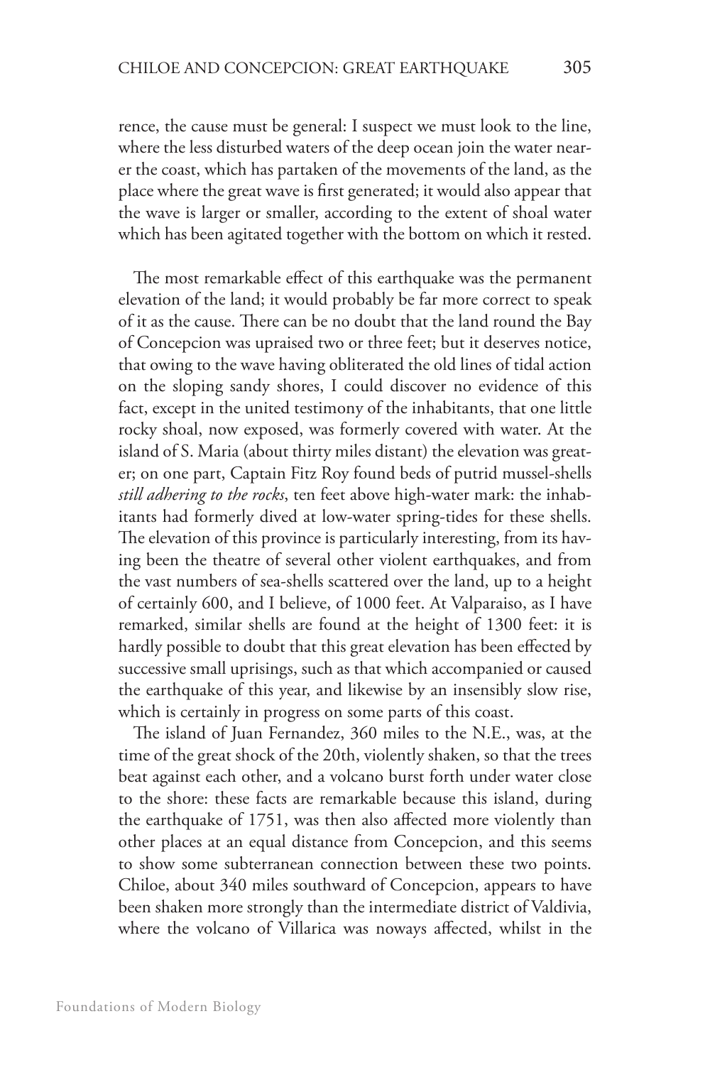rence, the cause must be general: I suspect we must look to the line, where the less disturbed waters of the deep ocean join the water nearer the coast, which has partaken of the movements of the land, as the place where the great wave is first generated; it would also appear that the wave is larger or smaller, according to the extent of shoal water which has been agitated together with the bottom on which it rested.

The most remarkable effect of this earthquake was the permanent elevation of the land; it would probably be far more correct to speak of it as the cause. There can be no doubt that the land round the Bay of Concepcion was upraised two or three feet; but it deserves notice, that owing to the wave having obliterated the old lines of tidal action on the sloping sandy shores, I could discover no evidence of this fact, except in the united testimony of the inhabitants, that one little rocky shoal, now exposed, was formerly covered with water. At the island of S. Maria (about thirty miles distant) the elevation was greater; on one part, Captain Fitz Roy found beds of putrid mussel-shells *still adhering to the rocks*, ten feet above high-water mark: the inhabitants had formerly dived at low-water spring-tides for these shells. The elevation of this province is particularly interesting, from its having been the theatre of several other violent earthquakes, and from the vast numbers of sea-shells scattered over the land, up to a height of certainly 600, and I believe, of 1000 feet. At Valparaiso, as I have remarked, similar shells are found at the height of 1300 feet: it is hardly possible to doubt that this great elevation has been effected by successive small uprisings, such as that which accompanied or caused the earthquake of this year, and likewise by an insensibly slow rise, which is certainly in progress on some parts of this coast.

The island of Juan Fernandez, 360 miles to the N.E., was, at the time of the great shock of the 20th, violently shaken, so that the trees beat against each other, and a volcano burst forth under water close to the shore: these facts are remarkable because this island, during the earthquake of 1751, was then also affected more violently than other places at an equal distance from Concepcion, and this seems to show some subterranean connection between these two points. Chiloe, about 340 miles southward of Concepcion, appears to have been shaken more strongly than the intermediate district of Valdivia, where the volcano of Villarica was noways affected, whilst in the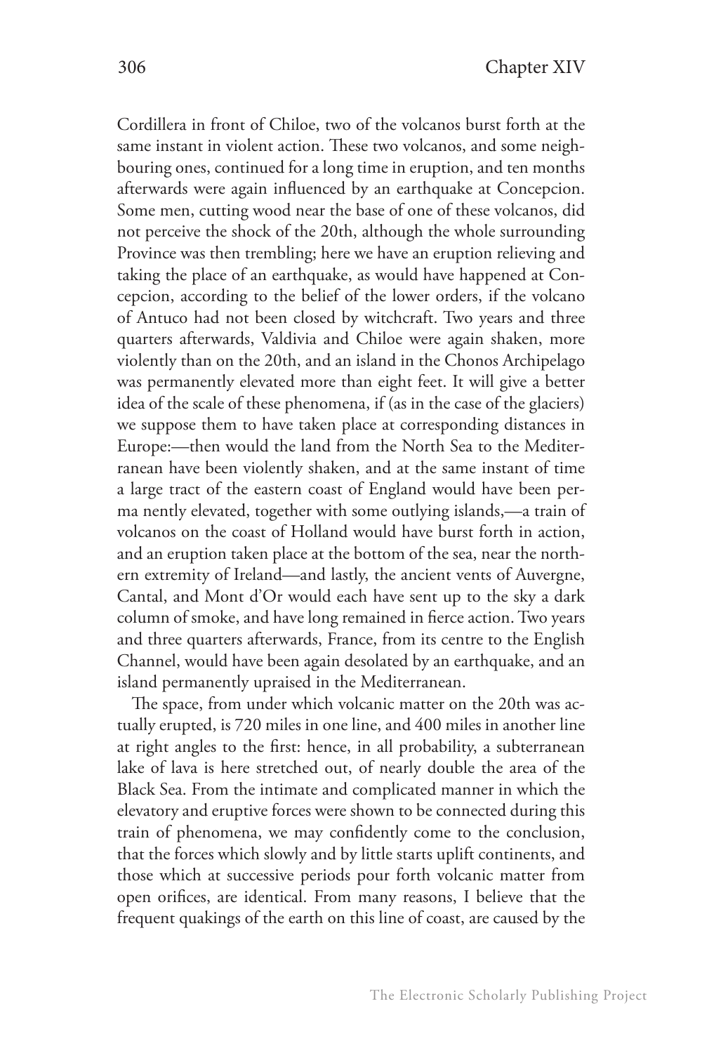Cordillera in front of Chiloe, two of the volcanos burst forth at the same instant in violent action. These two volcanos, and some neighbouring ones, continued for a long time in eruption, and ten months afterwards were again influenced by an earthquake at Concepcion. Some men, cutting wood near the base of one of these volcanos, did not perceive the shock of the 20th, although the whole surrounding Province was then trembling; here we have an eruption relieving and taking the place of an earthquake, as would have happened at Concepcion, according to the belief of the lower orders, if the volcano of Antuco had not been closed by witchcraft. Two years and three quarters afterwards, Valdivia and Chiloe were again shaken, more violently than on the 20th, and an island in the Chonos Archipelago was permanently elevated more than eight feet. It will give a better idea of the scale of these phenomena, if (as in the case of the glaciers) we suppose them to have taken place at corresponding distances in Europe:—then would the land from the North Sea to the Mediterranean have been violently shaken, and at the same instant of time a large tract of the eastern coast of England would have been permanently elevated, together with some outlying islands,—a train of volcanos on the coast of Holland would have burst forth in action, and an eruption taken place at the bottom of the sea, near the northern extremity of Ireland—and lastly, the ancient vents of Auvergne, Cantal, and Mont d'Or would each have sent up to the sky a dark column of smoke, and have long remained in fierce action. Two years and three quarters afterwards, France, from its centre to the English Channel, would have been again desolated by an earthquake, and an island permanently upraised in the Mediterranean.

The space, from under which volcanic matter on the 20th was actually erupted, is 720 miles in one line, and 400 miles in another line at right angles to the first: hence, in all probability, a subterranean lake of lava is here stretched out, of nearly double the area of the Black Sea. From the intimate and complicated manner in which the elevatory and eruptive forces were shown to be connected during this train of phenomena, we may confidently come to the conclusion, that the forces which slowly and by little starts uplift continents, and those which at successive periods pour forth volcanic matter from open orifices, are identical. From many reasons, I believe that the frequent quakings of the earth on this line of coast, are caused by the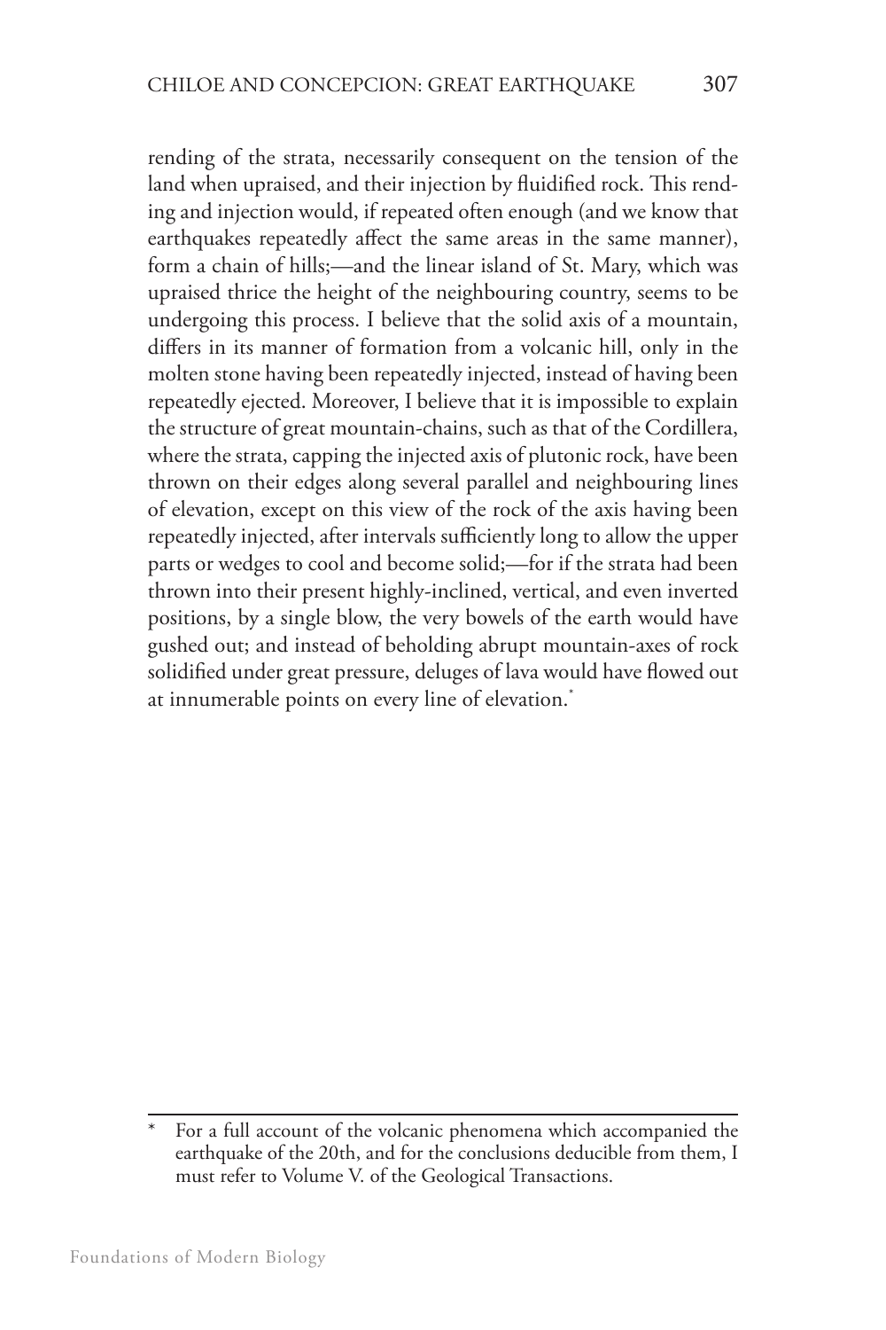rending of the strata, necessarily consequent on the tension of the land when upraised, and their injection by fluidified rock. This rending and injection would, if repeated often enough (and we know that earthquakes repeatedly affect the same areas in the same manner), form a chain of hills;—and the linear island of St. Mary, which was upraised thrice the height of the neighbouring country, seems to be undergoing this process. I believe that the solid axis of a mountain, differs in its manner of formation from a volcanic hill, only in the molten stone having been repeatedly injected, instead of having been repeatedly ejected. Moreover, I believe that it is impossible to explain the structure of great mountain-chains, such as that of the Cordillera, where the strata, capping the injected axis of plutonic rock, have been thrown on their edges along several parallel and neighbouring lines of elevation, except on this view of the rock of the axis having been repeatedly injected, after intervals sufficiently long to allow the upper parts or wedges to cool and become solid;—for if the strata had been thrown into their present highly-inclined, vertical, and even inverted positions, by a single blow, the very bowels of the earth would have gushed out; and instead of beholding abrupt mountain-axes of rock solidified under great pressure, deluges of lava would have flowed out at innumerable points on every line of elevation.*

---

* For a full account of the volcanic phenomena which accompanied the earthquake of the 20th, and for the conclusions deducible from them, I must refer to Volume V. of the Geological Transactions.